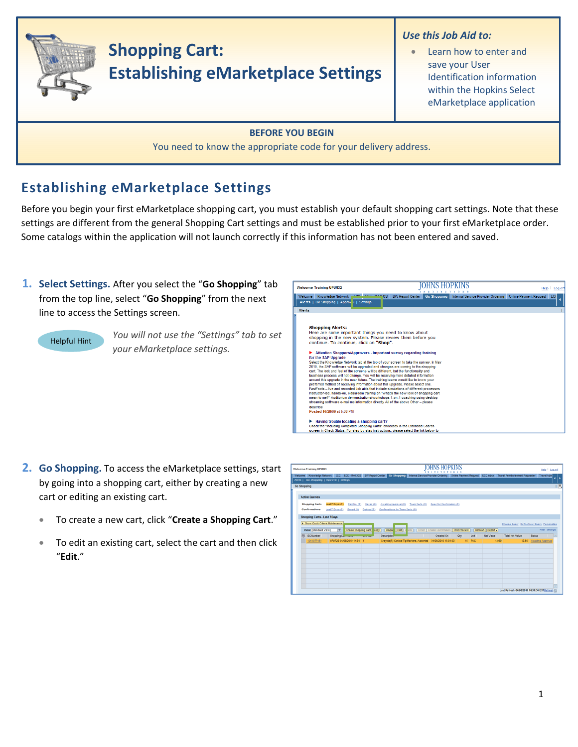# Shopping Cart: Establishing eMarketplace Settings

*Use this Job Aid to:*

- Learn how to enter and save your User Identification information within the Hopkins Select eMarketplace application

**BEFORE YOU BEGIN**

You need to know the appropriate code for your delivery address.

## Establishing eMarketplace Settings

Before you begin your first eMarketplace shopping cart, you must establish your default shopping cart settings. Note that these settings are different from the general Shopping Cart settings and must be established prior to your first eMarketplace order. Some catalogs within the application will not launch correctly if this information has not been entered and saved.

1. **Select Settings.** After you select the "**Go Shopping**" tab from the top line, select "**Go Shopping**" from the next line to access the Settings screen.

   Helpful Hint: *You will not use the "Settings" tab to set your eMarketplace settings.*

2. **Go Shopping.** To access the eMarketplace settings, start by going into a shopping cart, either by creating a new cart or editing an existing cart.

   - To create a new cart, click "**Create a Shopping Cart**."
   - To edit an existing cart, select the cart and then click "**Edit**."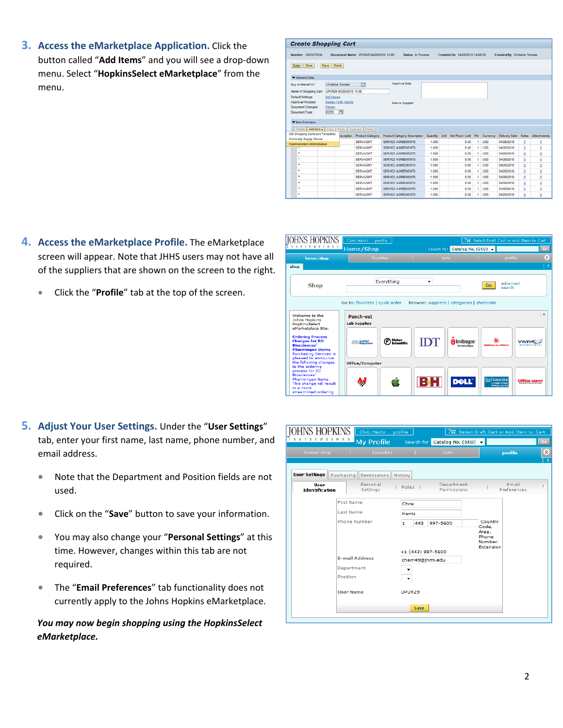3. **Access the eMarketplace Application.** Click the button called "**Add Items**" and you will see a drop-down menu. Select "**HopkinsSelect eMarketplace**" from the menu.

4. **Access the eMarketplace Profile.** The eMarketplace screen will appear. Note that JHHS users may not have all of the suppliers that are shown on the screen to the right.

   - Click the "**Profile**" tab at the top of the screen.

5. **Adjust Your User Settings.** Under the "**User Settings**" tab, enter your first name, last name, phone number, and email address.

   - Note that the Department and Position fields are not used.
   - Click on the "**Save**" button to save your information.
   - You may also change your "**Personal Settings**" at this time. However, changes within this tab are not required.
   - The "**Email Preferences**" tab functionality does not currently apply to the Johns Hopkins eMarketplace.

***You may now begin shopping using the HopkinsSelect eMarketplace.***